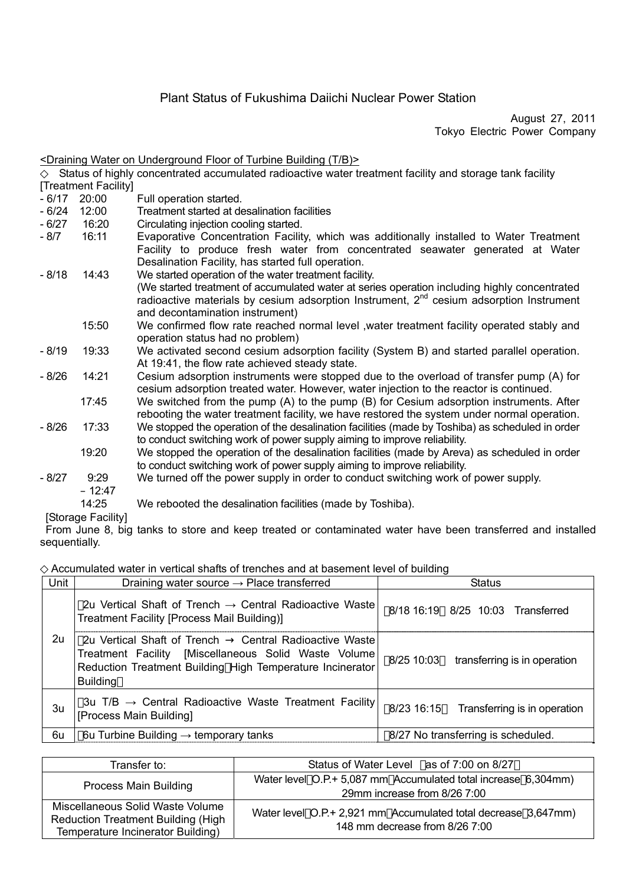# Plant Status of Fukushima Daiichi Nuclear Power Station

August 27, 2011
Tokyo Electric Power Company

<Draining Water on Underground Floor of Turbine Building (T/B)>

◇ Status of highly concentrated accumulated radioactive water treatment facility and storage tank facility

[Treatment Facility]

- 6/17 20:00 Full operation started.
- 6/24 12:00 Treatment started at desalination facilities
- 6/27 16:20 Circulating injection cooling started.
- 8/7 16:11 Evaporative Concentration Facility, which was additionally installed to Water Treatment Facility to produce fresh water from concentrated seawater generated at Water Desalination Facility, has started full operation.
- 8/18 14:43 We started operation of the water treatment facility.
  (We started treatment of accumulated water at series operation including highly concentrated radioactive materials by cesium adsorption Instrument, 2[nd] cesium adsorption Instrument and decontamination instrument)
  15:50 We confirmed flow rate reached normal level ,water treatment facility operated stably and operation status had no problem)
- 8/19 19:33 We activated second cesium adsorption facility (System B) and started parallel operation. At 19:41, the flow rate achieved steady state.
- 8/26 14:21 Cesium adsorption instruments were stopped due to the overload of transfer pump (A) for cesium adsorption treated water. However, water injection to the reactor is continued.
  17:45 We switched from the pump (A) to the pump (B) for Cesium adsorption instruments. After rebooting the water treatment facility, we have restored the system under normal operation.
- 8/26 17:33 We stopped the operation of the desalination facilities (made by Toshiba) as scheduled in order to conduct switching work of power supply aiming to improve reliability.
  19:20 We stopped the operation of the desalination facilities (made by Areva) as scheduled in order to conduct switching work of power supply aiming to improve reliability.
- 8/27 9:29 We turned off the power supply in order to conduct switching work of power supply.
  －12:47
  14:25 We rebooted the desalination facilities (made by Toshiba).

[Storage Facility]

From June 8, big tanks to store and keep treated or contaminated water have been transferred and installed sequentially.

◇ Accumulated water in vertical shafts of trenches and at basement level of building

| Unit | Draining water source → Place transferred | Status |
|---|---|---|
| 2u | 2u Vertical Shaft of Trench → Central Radioactive Waste Treatment Facility [Process Mail Building)] | 8/18 16:19 8/25 10:03 Transferred |
| | 2u Vertical Shaft of Trench → Central Radioactive Waste Treatment Facility [Miscellaneous Solid Waste Volume Reduction Treatment Building High Temperature Incinerator Building | 8/25 10:03 transferring is in operation |
| 3u | 3u T/B → Central Radioactive Waste Treatment Facility [Process Main Building] | 8/23 16:15 Transferring is in operation |
| 6u | 6u Turbine Building → temporary tanks | 8/27 No transferring is scheduled. |

| Transfer to: | Status of Water Level as of 7:00 on 8/27 |
|---|---|
| Process Main Building | Water level O.P.+ 5,087 mm Accumulated total increase 6,304mm)<br>29mm increase from 8/26 7:00 |
| Miscellaneous Solid Waste Volume Reduction Treatment Building (High Temperature Incinerator Building) | Water level O.P.+ 2,921 mm Accumulated total decrease 3,647mm)<br>148 mm decrease from 8/26 7:00 |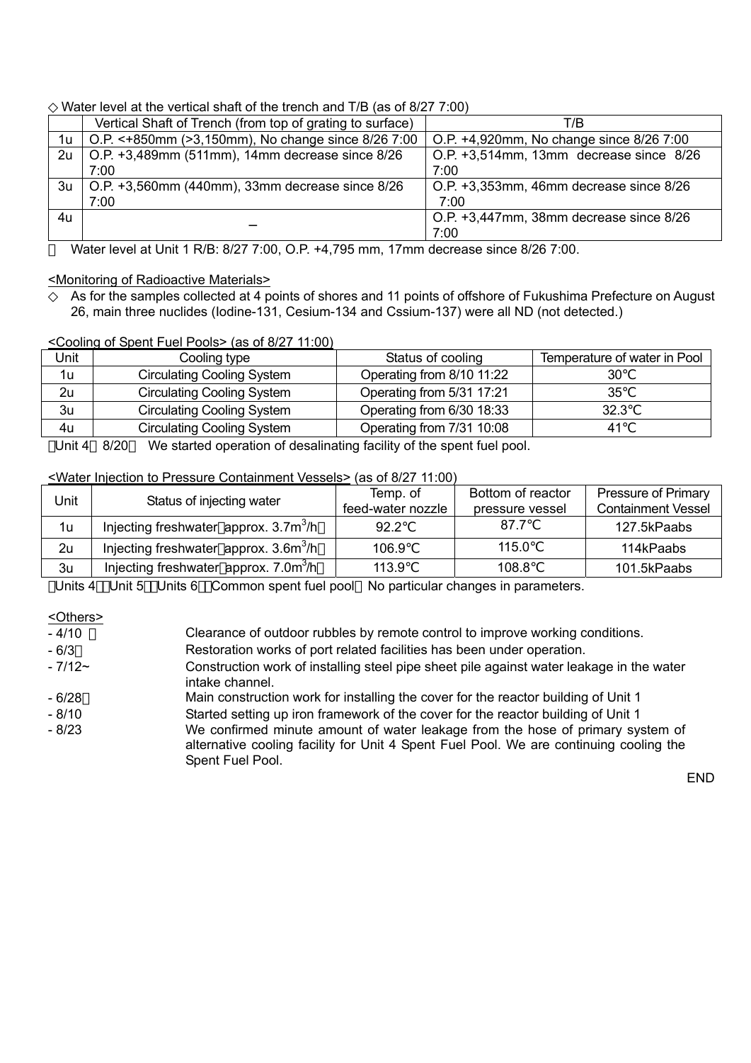◇ Water level at the vertical shaft of the trench and T/B (as of 8/27 7:00)

| | Vertical Shaft of Trench (from top of grating to surface) | T/B |
|---|---|---|
| 1u | O.P. <+850mm (>3,150mm), No change since 8/26 7:00 | O.P. +4,920mm, No change since 8/26 7:00 |
| 2u | O.P. +3,489mm (511mm), 14mm decrease since 8/26 7:00 | O.P. +3,514mm, 13mm decrease since 8/26 7:00 |
| 3u | O.P. +3,560mm (440mm), 33mm decrease since 8/26 7:00 | O.P. +3,353mm, 46mm decrease since 8/26 7:00 |
| 4u | － | O.P. +3,447mm, 38mm decrease since 8/26 7:00 |

※ Water level at Unit 1 R/B: 8/27 7:00, O.P. +4,795 mm, 17mm decrease since 8/26 7:00.

<Monitoring of Radioactive Materials>

◇ As for the samples collected at 4 points of shores and 11 points of offshore of Fukushima Prefecture on August 26, main three nuclides (Iodine-131, Cesium-134 and Cssium-137) were all ND (not detected.)

<Cooling of Spent Fuel Pools> (as of 8/27 11:00)

| Unit | Cooling type | Status of cooling | Temperature of water in Pool |
|---|---|---|---|
| 1u | Circulating Cooling System | Operating from 8/10 11:22 | 30℃ |
| 2u | Circulating Cooling System | Operating from 5/31 17:21 | 35℃ |
| 3u | Circulating Cooling System | Operating from 6/30 18:33 | 32.3℃ |
| 4u | Circulating Cooling System | Operating from 7/31 10:08 | 41℃ |

※Unit 4：8/20～ We started operation of desalinating facility of the spent fuel pool.

<Water Injection to Pressure Containment Vessels> (as of 8/27 11:00)

| Unit | Status of injecting water | Temp. of feed-water nozzle | Bottom of reactor pressure vessel | Pressure of Primary Containment Vessel |
|---|---|---|---|---|
| 1u | Injecting freshwater（approx. 3.7$m^3$/h） | 92.2℃ | 87.7℃ | 127.5kPaabs |
| 2u | Injecting freshwater（approx. 3.6$m^3$/h） | 106.9℃ | 115.0℃ | 114kPaabs |
| 3u | Injecting freshwater（approx. 7.0$m^3$/h） | 113.9℃ | 108.8℃ | 101.5kPaabs |

※Units 4，Unit 5，Units 6，Common spent fuel pool：No particular changes in parameters.

<Others>

- 4/10 ～ Clearance of outdoor rubbles by remote control to improve working conditions.
- 6/3～ Restoration works of port related facilities has been under operation.
- 7/12~ Construction work of installing steel pipe sheet pile against water leakage in the water intake channel.
- 6/28～ Main construction work for installing the cover for the reactor building of Unit 1
- 8/10 Started setting up iron framework of the cover for the reactor building of Unit 1
- 8/23 We confirmed minute amount of water leakage from the hose of primary system of alternative cooling facility for Unit 4 Spent Fuel Pool. We are continuing cooling the Spent Fuel Pool.

END